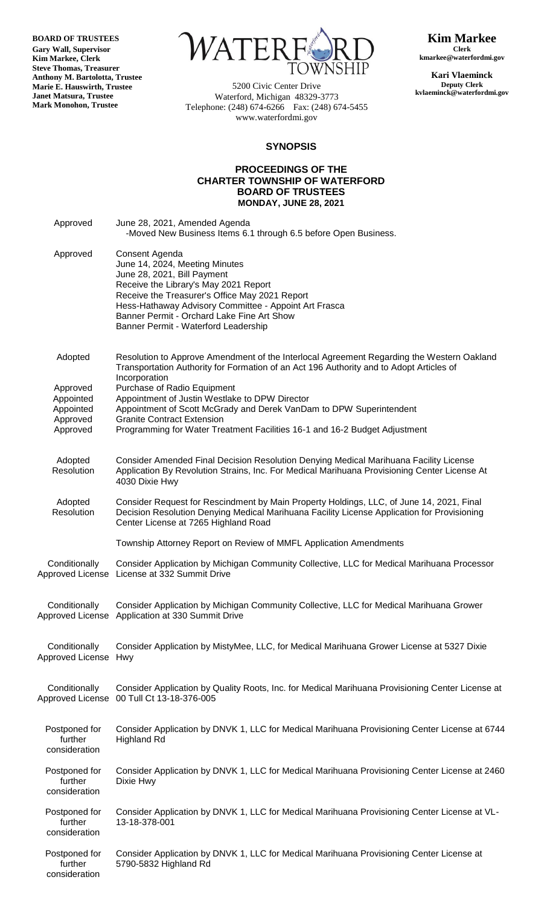**BOARD OF TRUSTEES**
**Gary Wall, Supervisor**
**Kim Markee, Clerk**
**Steve Thomas, Treasurer**
**Anthony M. Bartolotta, Trustee**
**Marie E. Hauswirth, Trustee**
**Janet Matsura, Trustee**
**Mark Monohon, Trustee**

WATERFORD TOWNSHIP

5200 Civic Center Drive
Waterford, Michigan 48329-3773
Telephone: (248) 674-6266 Fax: (248) 674-5455
www.waterfordmi.gov

**Kim Markee**
**Clerk**
**kmarkee@waterfordmi.gov**

**Kari Vlaeminck**
**Deputy Clerk**
**kvlaeminck@waterfordmi.gov**

## SYNOPSIS

### PROCEEDINGS OF THE CHARTER TOWNSHIP OF WATERFORD BOARD OF TRUSTEES MONDAY, JUNE 28, 2021

| | |
|---|---|
| Approved | June 28, 2021, Amended Agenda<br>-Moved New Business Items 6.1 through 6.5 before Open Business. |
| Approved | Consent Agenda<br>June 14, 2024, Meeting Minutes<br>June 28, 2021, Bill Payment<br>Receive the Library's May 2021 Report<br>Receive the Treasurer's Office May 2021 Report<br>Hess-Hathaway Advisory Committee - Appoint Art Frasca<br>Banner Permit - Orchard Lake Fine Art Show<br>Banner Permit - Waterford Leadership |
| Adopted | Resolution to Approve Amendment of the Interlocal Agreement Regarding the Western Oakland Transportation Authority for Formation of an Act 196 Authority and to Adopt Articles of Incorporation |
| Approved | Purchase of Radio Equipment |
| Appointed | Appointment of Justin Westlake to DPW Director |
| Appointed | Appointment of Scott McGrady and Derek VanDam to DPW Superintendent |
| Approved | Granite Contract Extension |
| Approved | Programming for Water Treatment Facilities 16-1 and 16-2 Budget Adjustment |
| Adopted Resolution | Consider Amended Final Decision Resolution Denying Medical Marihuana Facility License Application By Revolution Strains, Inc. For Medical Marihuana Provisioning Center License At 4030 Dixie Hwy |
| Adopted Resolution | Consider Request for Rescindment by Main Property Holdings, LLC, of June 14, 2021, Final Decision Resolution Denying Medical Marihuana Facility License Application for Provisioning Center License at 7265 Highland Road |
| | Township Attorney Report on Review of MMFL Application Amendments |
| Conditionally Approved License | Consider Application by Michigan Community Collective, LLC for Medical Marihuana Processor License at 332 Summit Drive |
| Conditionally Approved License | Consider Application by Michigan Community Collective, LLC for Medical Marihuana Grower Application at 330 Summit Drive |
| Conditionally Approved License | Consider Application by MistyMee, LLC, for Medical Marihuana Grower License at 5327 Dixie Hwy |
| Conditionally Approved License | Consider Application by Quality Roots, Inc. for Medical Marihuana Provisioning Center License at 00 Tull Ct 13-18-376-005 |
| Postponed for further consideration | Consider Application by DNVK 1, LLC for Medical Marihuana Provisioning Center License at 6744 Highland Rd |
| Postponed for further consideration | Consider Application by DNVK 1, LLC for Medical Marihuana Provisioning Center License at 2460 Dixie Hwy |
| Postponed for further consideration | Consider Application by DNVK 1, LLC for Medical Marihuana Provisioning Center License at VL-13-18-378-001 |
| Postponed for further consideration | Consider Application by DNVK 1, LLC for Medical Marihuana Provisioning Center License at 5790-5832 Highland Rd |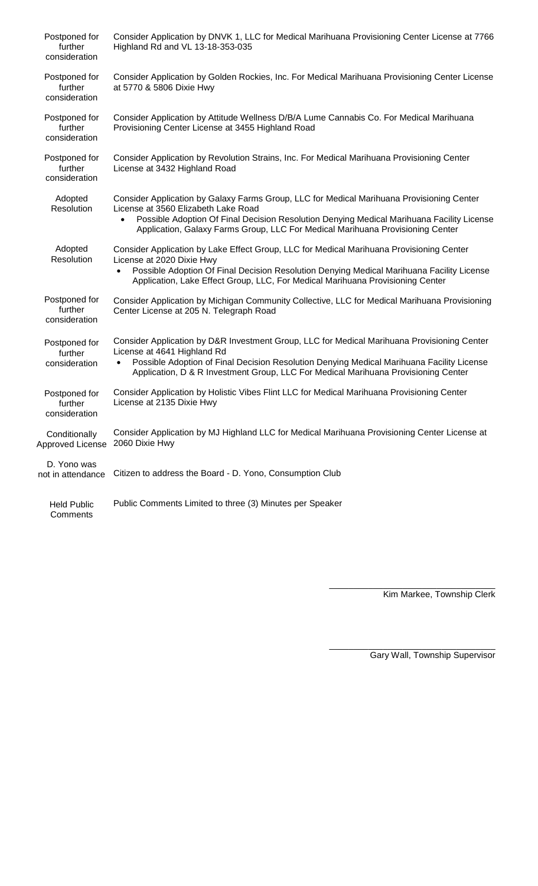| | |
|---|---|
| Postponed for further consideration | Consider Application by DNVK 1, LLC for Medical Marihuana Provisioning Center License at 7766 Highland Rd and VL 13-18-353-035 |
| Postponed for further consideration | Consider Application by Golden Rockies, Inc. For Medical Marihuana Provisioning Center License at 5770 & 5806 Dixie Hwy |
| Postponed for further consideration | Consider Application by Attitude Wellness D/B/A Lume Cannabis Co. For Medical Marihuana Provisioning Center License at 3455 Highland Road |
| Postponed for further consideration | Consider Application by Revolution Strains, Inc. For Medical Marihuana Provisioning Center License at 3432 Highland Road |
| Adopted Resolution | Consider Application by Galaxy Farms Group, LLC for Medical Marihuana Provisioning Center License at 3560 Elizabeth Lake Road<br>• Possible Adoption Of Final Decision Resolution Denying Medical Marihuana Facility License Application, Galaxy Farms Group, LLC For Medical Marihuana Provisioning Center |
| Adopted Resolution | Consider Application by Lake Effect Group, LLC for Medical Marihuana Provisioning Center License at 2020 Dixie Hwy<br>• Possible Adoption Of Final Decision Resolution Denying Medical Marihuana Facility License Application, Lake Effect Group, LLC, For Medical Marihuana Provisioning Center |
| Postponed for further consideration | Consider Application by Michigan Community Collective, LLC for Medical Marihuana Provisioning Center License at 205 N. Telegraph Road |
| Postponed for further consideration | Consider Application by D&R Investment Group, LLC for Medical Marihuana Provisioning Center License at 4641 Highland Rd<br>• Possible Adoption of Final Decision Resolution Denying Medical Marihuana Facility License Application, D & R Investment Group, LLC For Medical Marihuana Provisioning Center |
| Postponed for further consideration | Consider Application by Holistic Vibes Flint LLC for Medical Marihuana Provisioning Center License at 2135 Dixie Hwy |
| Conditionally Approved License | Consider Application by MJ Highland LLC for Medical Marihuana Provisioning Center License at 2060 Dixie Hwy |
| D. Yono was not in attendance | Citizen to address the Board - D. Yono, Consumption Club |
| Held Public Comments | Public Comments Limited to three (3) Minutes per Speaker |

Kim Markee, Township Clerk

Gary Wall, Township Supervisor